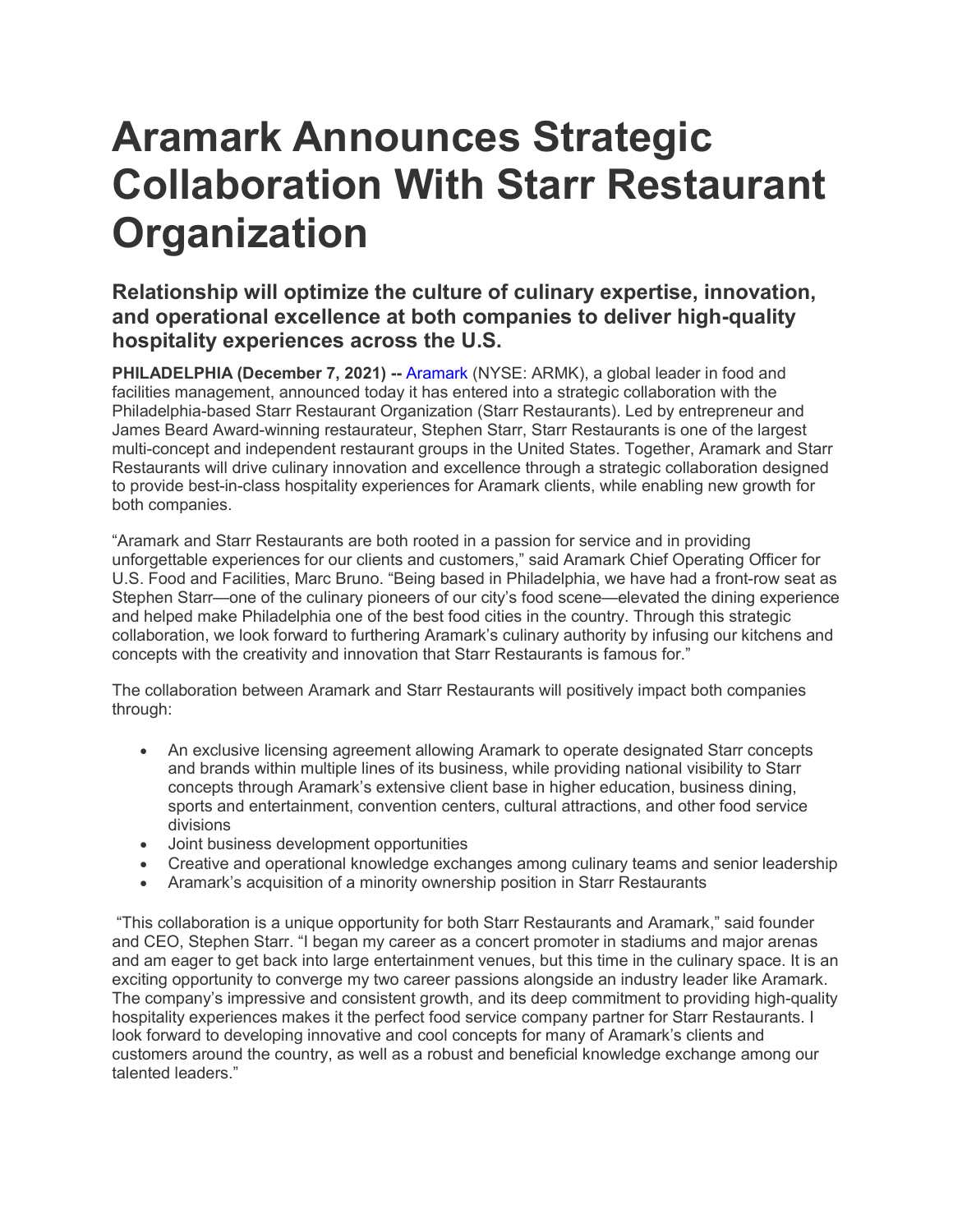# Aramark Announces Strategic Collaboration With Starr Restaurant Organization

## Relationship will optimize the culture of culinary expertise, innovation, and operational excellence at both companies to deliver high-quality hospitality experiences across the U.S.

**PHILADELPHIA (December 7, 2021) --** Aramark (NYSE: ARMK), a global leader in food and facilities management, announced today it has entered into a strategic collaboration with the Philadelphia-based Starr Restaurant Organization (Starr Restaurants). Led by entrepreneur and James Beard Award-winning restaurateur, Stephen Starr, Starr Restaurants is one of the largest multi-concept and independent restaurant groups in the United States. Together, Aramark and Starr Restaurants will drive culinary innovation and excellence through a strategic collaboration designed to provide best-in-class hospitality experiences for Aramark clients, while enabling new growth for both companies.

"Aramark and Starr Restaurants are both rooted in a passion for service and in providing unforgettable experiences for our clients and customers," said Aramark Chief Operating Officer for U.S. Food and Facilities, Marc Bruno. "Being based in Philadelphia, we have had a front-row seat as Stephen Starr—one of the culinary pioneers of our city's food scene—elevated the dining experience and helped make Philadelphia one of the best food cities in the country. Through this strategic collaboration, we look forward to furthering Aramark's culinary authority by infusing our kitchens and concepts with the creativity and innovation that Starr Restaurants is famous for."

The collaboration between Aramark and Starr Restaurants will positively impact both companies through:

- An exclusive licensing agreement allowing Aramark to operate designated Starr concepts and brands within multiple lines of its business, while providing national visibility to Starr concepts through Aramark's extensive client base in higher education, business dining, sports and entertainment, convention centers, cultural attractions, and other food service divisions
- Joint business development opportunities
- Creative and operational knowledge exchanges among culinary teams and senior leadership
- Aramark's acquisition of a minority ownership position in Starr Restaurants

"This collaboration is a unique opportunity for both Starr Restaurants and Aramark," said founder and CEO, Stephen Starr. "I began my career as a concert promoter in stadiums and major arenas and am eager to get back into large entertainment venues, but this time in the culinary space. It is an exciting opportunity to converge my two career passions alongside an industry leader like Aramark. The company's impressive and consistent growth, and its deep commitment to providing high-quality hospitality experiences makes it the perfect food service company partner for Starr Restaurants. I look forward to developing innovative and cool concepts for many of Aramark's clients and customers around the country, as well as a robust and beneficial knowledge exchange among our talented leaders."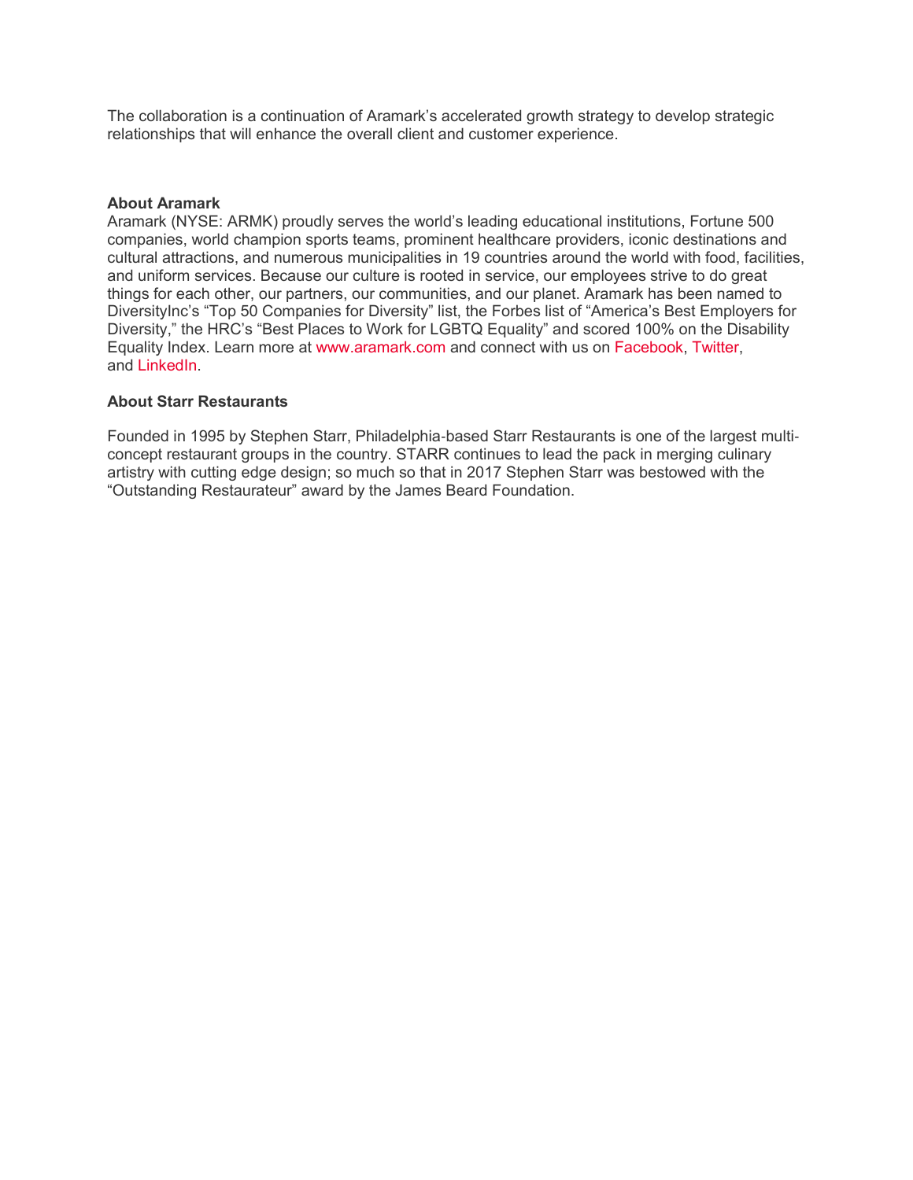The collaboration is a continuation of Aramark's accelerated growth strategy to develop strategic relationships that will enhance the overall client and customer experience.

**About Aramark**

Aramark (NYSE: ARMK) proudly serves the world's leading educational institutions, Fortune 500 companies, world champion sports teams, prominent healthcare providers, iconic destinations and cultural attractions, and numerous municipalities in 19 countries around the world with food, facilities, and uniform services. Because our culture is rooted in service, our employees strive to do great things for each other, our partners, our communities, and our planet. Aramark has been named to DiversityInc's "Top 50 Companies for Diversity" list, the Forbes list of "America's Best Employers for Diversity," the HRC's "Best Places to Work for LGBTQ Equality" and scored 100% on the Disability Equality Index. Learn more at www.aramark.com and connect with us on Facebook, Twitter, and LinkedIn.

**About Starr Restaurants**

Founded in 1995 by Stephen Starr, Philadelphia-based Starr Restaurants is one of the largest multi-concept restaurant groups in the country. STARR continues to lead the pack in merging culinary artistry with cutting edge design; so much so that in 2017 Stephen Starr was bestowed with the "Outstanding Restaurateur" award by the James Beard Foundation.